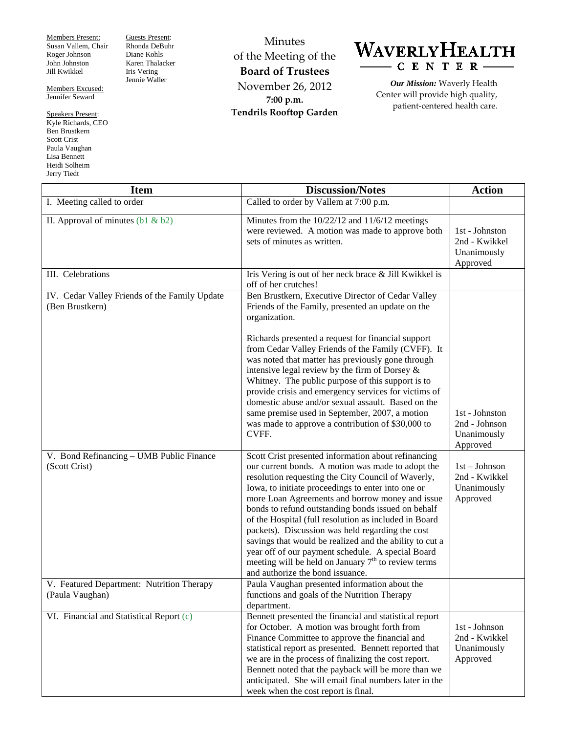Members Present:
Susan Vallem, Chair
Roger Johnson
John Johnston
Jill Kwikkel

Members Excused:
Jennifer Seward

Speakers Present:
Kyle Richards, CEO
Ben Brustkern
Scott Crist
Paula Vaughan
Lisa Bennett
Heidi Solheim
Jerry Tiedt

Guests Present:
Rhonda DeBuhr
Diane Kohls
Karen Thalacker
Iris Vering
Jennie Waller

Minutes
of the Meeting of the
**Board of Trustees**
November 26, 2012
**7:00 p.m.**
**Tendrils Rooftop Garden**

# WAVERLY HEALTH CENTER

***Our Mission:*** Waverly Health Center will provide high quality, patient-centered health care.

| Item | Discussion/Notes | Action |
|---|---|---|
| I. Meeting called to order | Called to order by Vallem at 7:00 p.m. | |
| II. Approval of minutes (b1 & b2) | Minutes from the 10/22/12 and 11/6/12 meetings were reviewed. A motion was made to approve both sets of minutes as written. | 1st - Johnston<br>2nd - Kwikkel<br>Unanimously Approved |
| III. Celebrations | Iris Vering is out of her neck brace & Jill Kwikkel is off of her crutches! | |
| IV. Cedar Valley Friends of the Family Update (Ben Brustkern) | Ben Brustkern, Executive Director of Cedar Valley Friends of the Family, presented an update on the organization.<br><br>Richards presented a request for financial support from Cedar Valley Friends of the Family (CVFF). It was noted that matter has previously gone through intensive legal review by the firm of Dorsey & Whitney. The public purpose of this support is to provide crisis and emergency services for victims of domestic abuse and/or sexual assault. Based on the same premise used in September, 2007, a motion was made to approve a contribution of $30,000 to CVFF. | 1st - Johnston<br>2nd - Johnson<br>Unanimously Approved |
| V. Bond Refinancing – UMB Public Finance (Scott Crist) | Scott Crist presented information about refinancing our current bonds. A motion was made to adopt the resolution requesting the City Council of Waverly, Iowa, to initiate proceedings to enter into one or more Loan Agreements and borrow money and issue bonds to refund outstanding bonds issued on behalf of the Hospital (full resolution as included in Board packets). Discussion was held regarding the cost savings that would be realized and the ability to cut a year off of our payment schedule. A special Board meeting will be held on January 7th to review terms and authorize the bond issuance. | 1st – Johnson<br>2nd - Kwikkel<br>Unanimously Approved |
| V. Featured Department: Nutrition Therapy (Paula Vaughan) | Paula Vaughan presented information about the functions and goals of the Nutrition Therapy department. | |
| VI. Financial and Statistical Report (c) | Bennett presented the financial and statistical report for October. A motion was brought forth from Finance Committee to approve the financial and statistical report as presented. Bennett reported that we are in the process of finalizing the cost report. Bennett noted that the payback will be more than we anticipated. She will email final numbers later in the week when the cost report is final. | 1st - Johnson<br>2nd - Kwikkel<br>Unanimously Approved |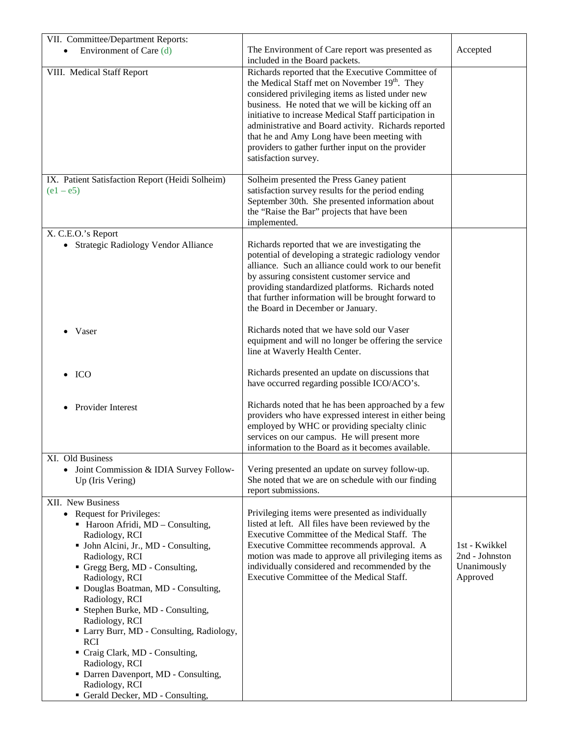| | | |
|---|---|---|
| VII. Committee/Department Reports:<br>• Environment of Care (d) | The Environment of Care report was presented as included in the Board packets. | Accepted |
| VIII. Medical Staff Report | Richards reported that the Executive Committee of the Medical Staff met on November 19th. They considered privileging items as listed under new business. He noted that we will be kicking off an initiative to increase Medical Staff participation in administrative and Board activity. Richards reported that he and Amy Long have been meeting with providers to gather further input on the provider satisfaction survey. | |
| IX. Patient Satisfaction Report (Heidi Solheim) (e1 – e5) | Solheim presented the Press Ganey patient satisfaction survey results for the period ending September 30th. She presented information about the "Raise the Bar" projects that have been implemented. | |
| X. C.E.O.'s Report<br>• Strategic Radiology Vendor Alliance<br><br>• Vaser<br><br>• ICO<br><br>• Provider Interest | Richards reported that we are investigating the potential of developing a strategic radiology vendor alliance. Such an alliance could work to our benefit by assuring consistent customer service and providing standardized platforms. Richards noted that further information will be brought forward to the Board in December or January.<br><br>Richards noted that we have sold our Vaser equipment and will no longer be offering the service line at Waverly Health Center.<br><br>Richards presented an update on discussions that have occurred regarding possible ICO/ACO's.<br><br>Richards noted that he has been approached by a few providers who have expressed interest in either being employed by WHC or providing specialty clinic services on our campus. He will present more information to the Board as it becomes available. | |
| XI. Old Business<br>• Joint Commission & IDIA Survey Follow-Up (Iris Vering) | Vering presented an update on survey follow-up. She noted that we are on schedule with our finding report submissions. | |
| XII. New Business<br>• Request for Privileges:<br>▪ Haroon Afridi, MD – Consulting, Radiology, RCI<br>▪ John Alcini, Jr., MD - Consulting, Radiology, RCI<br>▪ Gregg Berg, MD - Consulting, Radiology, RCI<br>▪ Douglas Boatman, MD - Consulting, Radiology, RCI<br>▪ Stephen Burke, MD - Consulting, Radiology, RCI<br>▪ Larry Burr, MD - Consulting, Radiology, RCI<br>▪ Craig Clark, MD - Consulting, Radiology, RCI<br>▪ Darren Davenport, MD - Consulting, Radiology, RCI<br>▪ Gerald Decker, MD - Consulting, | Privileging items were presented as individually listed at left. All files have been reviewed by the Executive Committee of the Medical Staff. The Executive Committee recommends approval. A motion was made to approve all privileging items as individually considered and recommended by the Executive Committee of the Medical Staff. | 1st - Kwikkel<br>2nd - Johnston<br>Unanimously Approved |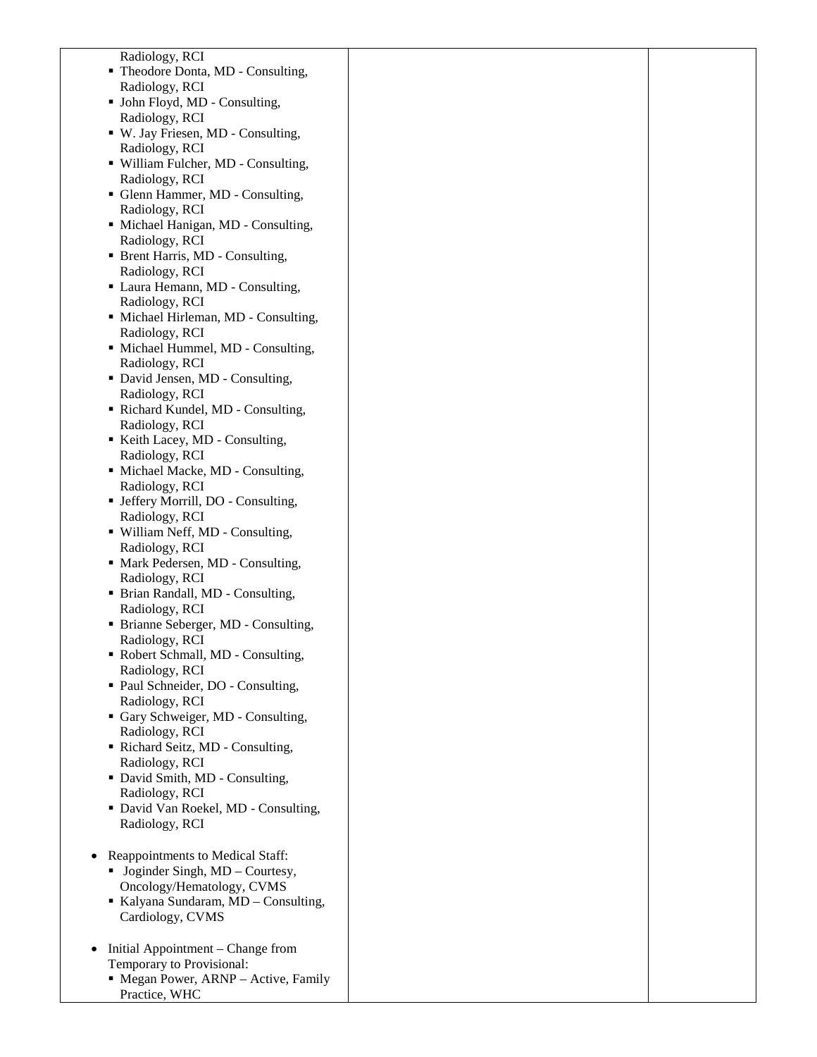| | | |
|---|---|---|
| Radiology, RCI<br>▪ Theodore Donta, MD - Consulting, Radiology, RCI<br>▪ John Floyd, MD - Consulting, Radiology, RCI<br>▪ W. Jay Friesen, MD - Consulting, Radiology, RCI<br>▪ William Fulcher, MD - Consulting, Radiology, RCI<br>▪ Glenn Hammer, MD - Consulting, Radiology, RCI<br>▪ Michael Hanigan, MD - Consulting, Radiology, RCI<br>▪ Brent Harris, MD - Consulting, Radiology, RCI<br>▪ Laura Hemann, MD - Consulting, Radiology, RCI<br>▪ Michael Hirleman, MD - Consulting, Radiology, RCI<br>▪ Michael Hummel, MD - Consulting, Radiology, RCI<br>▪ David Jensen, MD - Consulting, Radiology, RCI<br>▪ Richard Kundel, MD - Consulting, Radiology, RCI<br>▪ Keith Lacey, MD - Consulting, Radiology, RCI<br>▪ Michael Macke, MD - Consulting, Radiology, RCI<br>▪ Jeffery Morrill, DO - Consulting, Radiology, RCI<br>▪ William Neff, MD - Consulting, Radiology, RCI<br>▪ Mark Pedersen, MD - Consulting, Radiology, RCI<br>▪ Brian Randall, MD - Consulting, Radiology, RCI<br>▪ Brianne Seberger, MD - Consulting, Radiology, RCI<br>▪ Robert Schmall, MD - Consulting, Radiology, RCI<br>▪ Paul Schneider, DO - Consulting, Radiology, RCI<br>▪ Gary Schweiger, MD - Consulting, Radiology, RCI<br>▪ Richard Seitz, MD - Consulting, Radiology, RCI<br>▪ David Smith, MD - Consulting, Radiology, RCI<br>▪ David Van Roekel, MD - Consulting, Radiology, RCI<br><br>• Reappointments to Medical Staff:<br>▪ Joginder Singh, MD – Courtesy, Oncology/Hematology, CVMS<br>▪ Kalyana Sundaram, MD – Consulting, Cardiology, CVMS<br><br>• Initial Appointment – Change from Temporary to Provisional:<br>▪ Megan Power, ARNP – Active, Family Practice, WHC | | |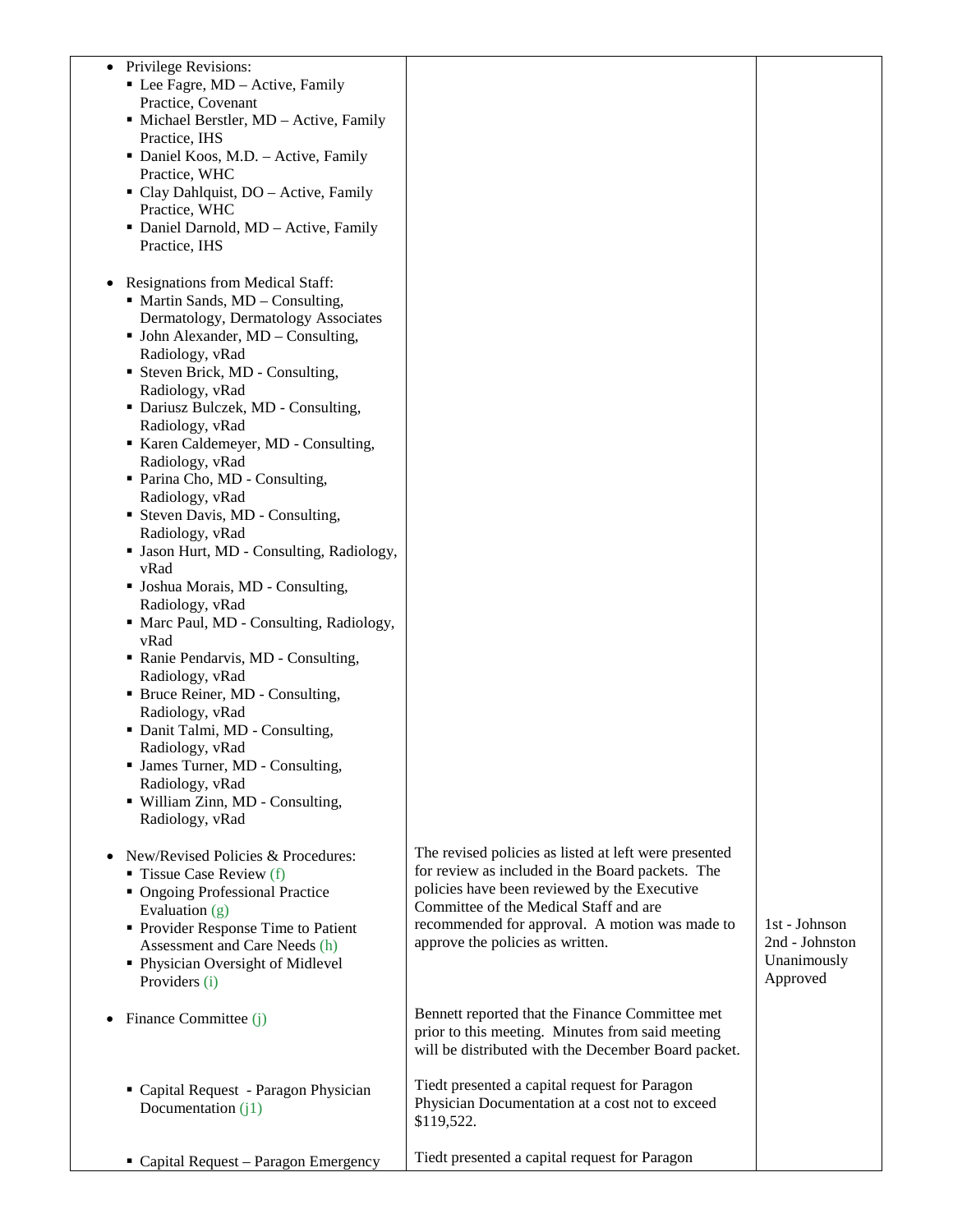| | | |
|---|---|---|
| • Privilege Revisions:<br>▪ Lee Fagre, MD – Active, Family Practice, Covenant<br>▪ Michael Berstler, MD – Active, Family Practice, IHS<br>▪ Daniel Koos, M.D. – Active, Family Practice, WHC<br>▪ Clay Dahlquist, DO – Active, Family Practice, WHC<br>▪ Daniel Darnold, MD – Active, Family Practice, IHS<br><br>• Resignations from Medical Staff:<br>▪ Martin Sands, MD – Consulting, Dermatology, Dermatology Associates<br>▪ John Alexander, MD – Consulting, Radiology, vRad<br>▪ Steven Brick, MD - Consulting, Radiology, vRad<br>▪ Dariusz Bulczek, MD - Consulting, Radiology, vRad<br>▪ Karen Caldemeyer, MD - Consulting, Radiology, vRad<br>▪ Parina Cho, MD - Consulting, Radiology, vRad<br>▪ Steven Davis, MD - Consulting, Radiology, vRad<br>▪ Jason Hurt, MD - Consulting, Radiology, vRad<br>▪ Joshua Morais, MD - Consulting, Radiology, vRad<br>▪ Marc Paul, MD - Consulting, Radiology, vRad<br>▪ Ranie Pendarvis, MD - Consulting, Radiology, vRad<br>▪ Bruce Reiner, MD - Consulting, Radiology, vRad<br>▪ Danit Talmi, MD - Consulting, Radiology, vRad<br>▪ James Turner, MD - Consulting, Radiology, vRad<br>▪ William Zinn, MD - Consulting, Radiology, vRad | | |
| • New/Revised Policies & Procedures:<br>▪ Tissue Case Review (f)<br>▪ Ongoing Professional Practice Evaluation (g)<br>▪ Provider Response Time to Patient Assessment and Care Needs (h)<br>▪ Physician Oversight of Midlevel Providers (i) | The revised policies as listed at left were presented for review as included in the Board packets. The policies have been reviewed by the Executive Committee of the Medical Staff and are recommended for approval. A motion was made to approve the policies as written. | 1st - Johnson<br>2nd - Johnston<br>Unanimously Approved |
| • Finance Committee (j) | Bennett reported that the Finance Committee met prior to this meeting. Minutes from said meeting will be distributed with the December Board packet. | |
| ▪ Capital Request - Paragon Physician Documentation (j1) | Tiedt presented a capital request for Paragon Physician Documentation at a cost not to exceed $119,522. | |
| ▪ Capital Request – Paragon Emergency | Tiedt presented a capital request for Paragon | |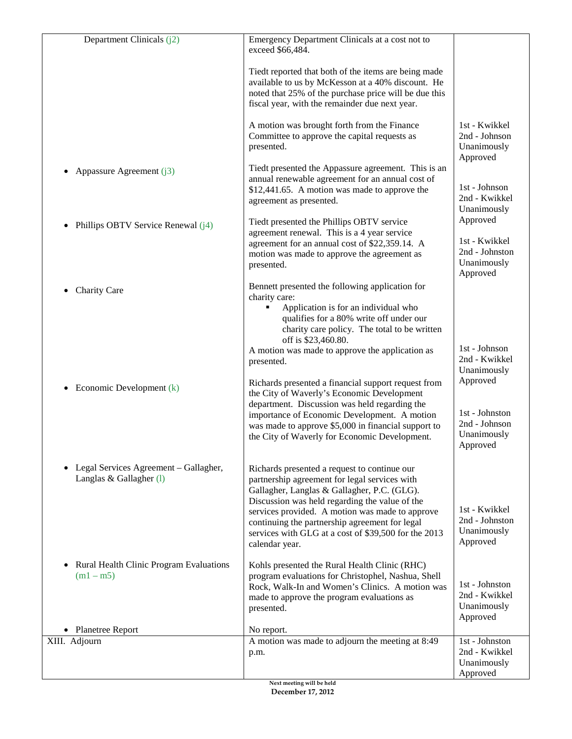| | | |
|---|---|---|
| Department Clinicals (j2) | Emergency Department Clinicals at a cost not to exceed $66,484.<br><br>Tiedt reported that both of the items are being made available to us by McKesson at a 40% discount. He noted that 25% of the purchase price will be due this fiscal year, with the remainder due next year.<br><br>A motion was brought forth from the Finance Committee to approve the capital requests as presented. | 1st - Kwikkel<br>2nd - Johnson<br>Unanimously Approved |
| • Appassure Agreement (j3) | Tiedt presented the Appassure agreement. This is an annual renewable agreement for an annual cost of $12,441.65. A motion was made to approve the agreement as presented. | 1st - Johnson<br>2nd - Kwikkel<br>Unanimously Approved |
| • Phillips OBTV Service Renewal (j4) | Tiedt presented the Phillips OBTV service agreement renewal. This is a 4 year service agreement for an annual cost of $22,359.14. A motion was made to approve the agreement as presented. | 1st - Kwikkel<br>2nd - Johnston<br>Unanimously Approved |
| • Charity Care | Bennett presented the following application for charity care:<br>▪ Application is for an individual who qualifies for a 80% write off under our charity care policy. The total to be written off is $23,460.80.<br>A motion was made to approve the application as presented. | 1st - Johnson<br>2nd - Kwikkel<br>Unanimously Approved |
| • Economic Development (k) | Richards presented a financial support request from the City of Waverly's Economic Development department. Discussion was held regarding the importance of Economic Development. A motion was made to approve $5,000 in financial support to the City of Waverly for Economic Development. | 1st - Johnston<br>2nd - Johnson<br>Unanimously Approved |
| • Legal Services Agreement – Gallagher, Langlas & Gallagher (l) | Richards presented a request to continue our partnership agreement for legal services with Gallagher, Langlas & Gallagher, P.C. (GLG). Discussion was held regarding the value of the services provided. A motion was made to approve continuing the partnership agreement for legal services with GLG at a cost of $39,500 for the 2013 calendar year. | 1st - Kwikkel<br>2nd - Johnston<br>Unanimously Approved |
| • Rural Health Clinic Program Evaluations (m1 – m5) | Kohls presented the Rural Health Clinic (RHC) program evaluations for Christophel, Nashua, Shell Rock, Walk-In and Women's Clinics. A motion was made to approve the program evaluations as presented. | 1st - Johnston<br>2nd - Kwikkel<br>Unanimously Approved |
| • Planetree Report | No report. | |
| XIII. Adjourn | A motion was made to adjourn the meeting at 8:49 p.m. | 1st - Johnston<br>2nd - Kwikkel<br>Unanimously Approved |

**Next meeting will be held**
**December 17, 2012**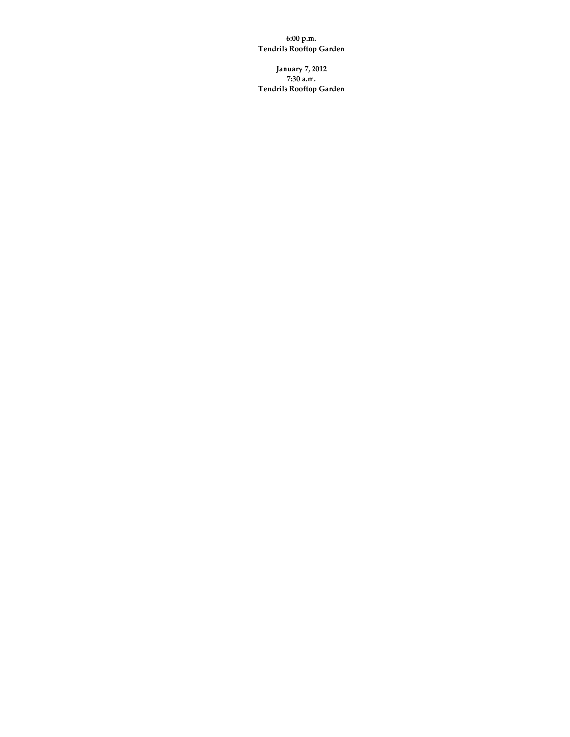**6:00 p.m.**
**Tendrils Rooftop Garden**

**January 7, 2012**
**7:30 a.m.**
**Tendrils Rooftop Garden**